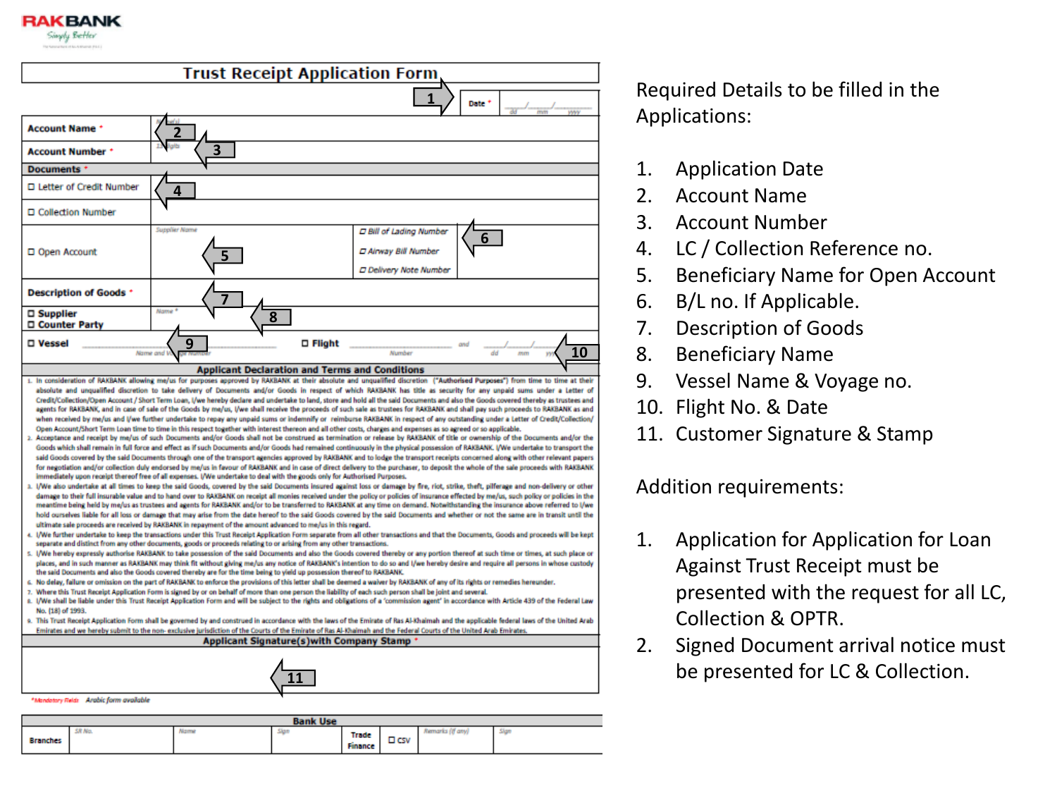RAKBANK
Simply Better

# Trust Receipt Application Form

| | | | |
|---|---|---|---|
| | | Date * | dd / mm / yyyy |
| Account Name * | | | |
| Account Number * | | | |
| **Documents** * | | | |
| ☐ Letter of Credit Number | | | |
| ☐ Collection Number | | | |
| ☐ Open Account | Supplier Name | ☐ Bill of Lading Number<br>☐ Airway Bill Number<br>☐ Delivery Note Number | |
| **Description of Goods** * | | | |
| ☐ **Supplier**<br>☐ **Counter Party** | Name * | | |
| ☐ **Vessel** | Name and Voyage Number | ☐ **Flight** | Number and dd / mm / yy |

## Applicant Declaration and Terms and Conditions

1. In consideration of RAKBANK allowing me/us for purposes approved by RAKBANK at their absolute and unqualified discretion ("Authorised Purposes") from time to time at their absolute and unqualified discretion to take delivery of Documents and/or Goods in respect of which RAKBANK has title as security for any unpaid sums under a Letter of Credit/Collection/Open Account / Short Term Loan, I/we hereby declare and undertake to land, store and hold all the said Documents and also the Goods covered thereby as trustees and agents for RAKBANK, and in case of sale of the Goods by me/us, I/we shall receive the proceeds of such sale as trustees for RAKBANK and shall pay such proceeds to RAKBANK as and when received by me/us and I/we further undertake to repay any unpaid sums or indemnify or reimburse RAKBANK in respect of any outstanding under a Letter of Credit/Collection/ Open Account/Short Term Loan time to time in this respect together with interest thereon and all other costs, charges and expenses as so agreed or so applicable.
2. Acceptance and receipt by me/us of such Documents and/or Goods shall not be construed as termination or release by RAKBANK of title or ownership of the Documents and/or the Goods which shall remain in full force and effect as if such Documents and/or Goods had remained continuously in the physical possession of RAKBANK. I/We undertake to transport the said Goods covered by the said Documents through one of the transport agencies approved by RAKBANK and to lodge the transport receipts concerned along with other relevant papers for negotiation and/or collection duly endorsed by me/us in favour of RAKBANK and in case of direct delivery to the purchaser, to deposit the whole of the sale proceeds with RAKBANK immediately upon receipt thereof free of all expenses. I/We undertake to deal with the goods only for Authorised Purposes.
3. I/We also undertake at all times to keep the said Goods, covered by the said Documents insured against loss or damage by fire, riot, strike, theft, pilferage and non-delivery or other damage to their full insurable value and to hand over to RAKBANK on receipt all monies received under the policy or policies of insurance effected by me/us, such policy or policies in the meantime being held by me/us as trustees and agents for RAKBANK and/or to be transferred to RAKBANK at any time on demand. Notwithstanding the insurance above referred to I/we hold ourselves liable for all loss or damage that may arise from the date hereof to the said Goods covered by the said Documents and whether or not the same are in transit until the ultimate sale proceeds are received by RAKBANK in repayment of the amount advanced to me/us in this regard.
4. I/We further undertake to keep the transactions under this Trust Receipt Application Form separate from all other transactions and that the Documents, Goods and proceeds will be kept separate and distinct from any other documents, goods or proceeds relating to or arising from any other transactions.
5. I/We hereby expressly authorise RAKBANK to take possession of the said Documents and also the Goods covered thereby or any portion thereof at such time or times, at such place or places, and in such manner as RAKBANK may think fit without giving me/us any notice of RAKBANK's intention to do so and I/we hereby desire and require all persons in whose custody the said Documents and also the Goods covered thereby are for the time being to yield up possession thereof to RAKBANK.
6. No delay, failure or omission on the part of RAKBANK to enforce the provisions of this letter shall be deemed a waiver by RAKBANK of any of its rights or remedies hereunder.
7. Where this Trust Receipt Application Form is signed by or on behalf of more than one person the liability of each such person shall be joint and several.
8. I/We shall be liable under this Trust Receipt Application Form and will be subject to the rights and obligations of a 'commission agent' in accordance with Article 439 of the Federal Law No. (18) of 1993.
9. This Trust Receipt Application Form shall be governed by and construed in accordance with the laws of the Emirate of Ras Al-Khaimah and the applicable federal laws of the United Arab Emirates and we hereby submit to the non- exclusive jurisdiction of the Courts of the Emirate of Ras Al-Khaimah and the Federal Courts of the United Arab Emirates.

**Applicant Signature(s)with Company Stamp** *

*Mandatory Fields Arabic form available

**Bank Use**

| Branches | SR No. | Name | Sign | Trade Finance | ☐ CSV | Remarks (if any) | Sign |
|---|---|---|---|---|---|---|---|

Required Details to be filled in the Applications:

1. Application Date
2. Account Name
3. Account Number
4. LC / Collection Reference no.
5. Beneficiary Name for Open Account
6. B/L no. If Applicable.
7. Description of Goods
8. Beneficiary Name
9. Vessel Name & Voyage no.
10. Flight No. & Date
11. Customer Signature & Stamp

Addition requirements:

1. Application for Application for Loan Against Trust Receipt must be presented with the request for all LC, Collection & OPTR.
2. Signed Document arrival notice must be presented for LC & Collection.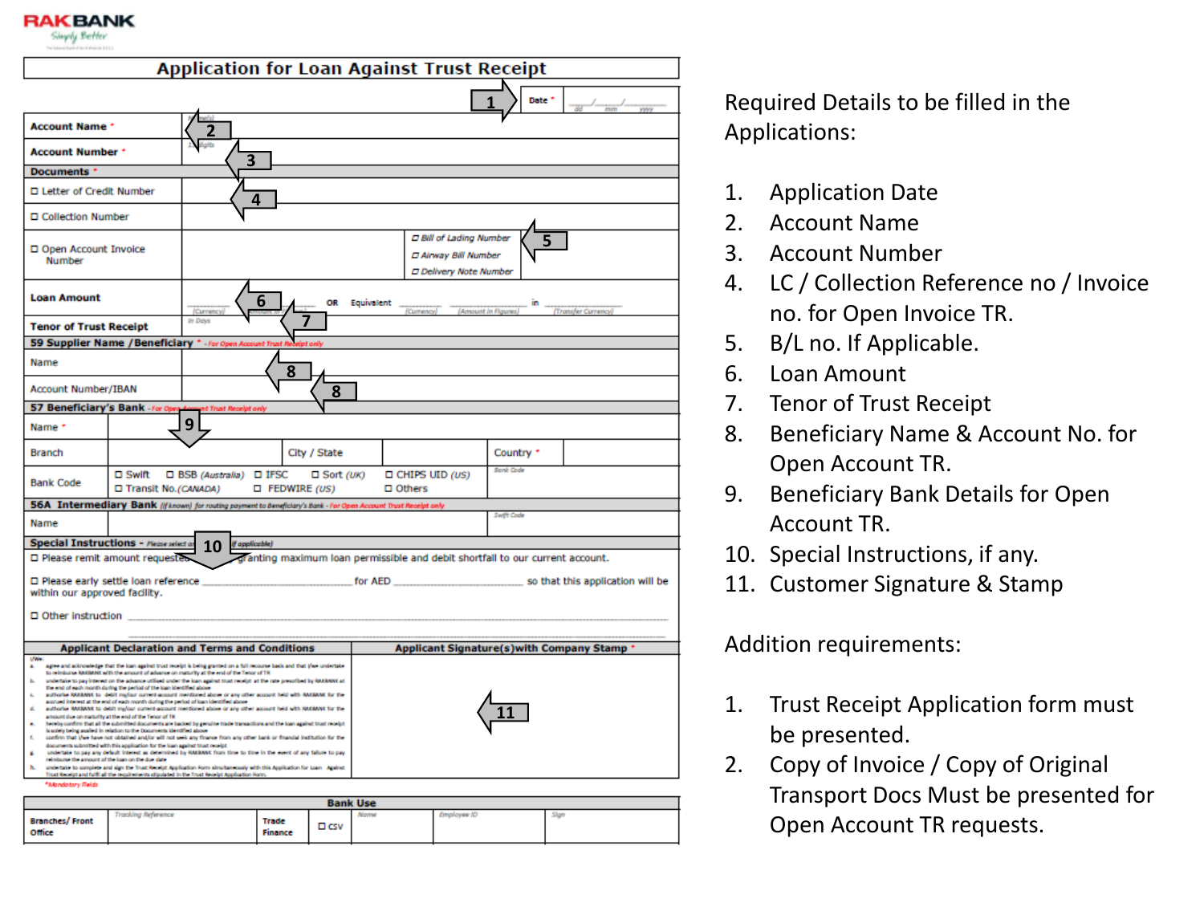RAKBANK

Simply Better

# Application for Loan Against Trust Receipt

| | |
|---|---|
| Date * | dd / mm / yyyy |
| Account Name * | |
| Account Number * | |

**Documents ***

| | | | |
|---|---|---|---|
| ☐ Letter of Credit Number | | | |
| ☐ Collection Number | | | |
| ☐ Open Account Invoice Number | | ☐ Bill of Lading Number ☐ Airway Bill Number ☐ Delivery Note Number | |
| Loan Amount | (Currency) (Amount in Figures) | OR Equivalent (Currency) (Amount in Figures) | in (Transfer Currency) |
| Tenor of Trust Receipt | In Days | | |

**59 Supplier Name /Beneficiary** * - For Open Account Trust Receipt only

| | |
|---|---|
| Name | |
| Account Number/IBAN | |

**57 Beneficiary's Bank** - For Open Account Trust Receipt only

| | | | | | |
|---|---|---|---|---|---|
| Name * | | | | | |
| Branch | | City / State | | Country * | |
| Bank Code | ☐ Swift ☐ BSB (Australia) ☐ IFSC ☐ Sort (UK) ☐ CHIPS UID (US) ☐ Transit No.(CANADA) ☐ FEDWIRE (US) ☐ Others | | | Bank Code | |

**56A Intermediary Bank** (if known) for routing payment to Beneficiary's Bank - For Open Account Trust Receipt only

| | |
|---|---|
| Name | Swift Code |

**Special Instructions** - Please select one (if applicable)

☐ Please remit amount requested granting maximum loan permissible and debit shortfall to our current account.

☐ Please early settle loan reference ____________ for AED ____________ so that this application will be within our approved facility.

☐ Other instruction ____________

| Applicant Declaration and Terms and Conditions | Applicant Signature(s)with Company Stamp * |
|---|---|
| | |

*Mandatory Fields

**Bank Use**

| | | | | | | |
|---|---|---|---|---|---|---|
| Branches/ Front Office | Tracking Reference | Trade Finance | ☐ CSV | Name | Employee ID | Sign |

Required Details to be filled in the Applications:

1. Application Date
2. Account Name
3. Account Number
4. LC / Collection Reference no / Invoice no. for Open Invoice TR.
5. B/L no. If Applicable.
6. Loan Amount
7. Tenor of Trust Receipt
8. Beneficiary Name & Account No. for Open Account TR.
9. Beneficiary Bank Details for Open Account TR.
10. Special Instructions, if any.
11. Customer Signature & Stamp

Addition requirements:

1. Trust Receipt Application form must be presented.
2. Copy of Invoice / Copy of Original Transport Docs Must be presented for Open Account TR requests.